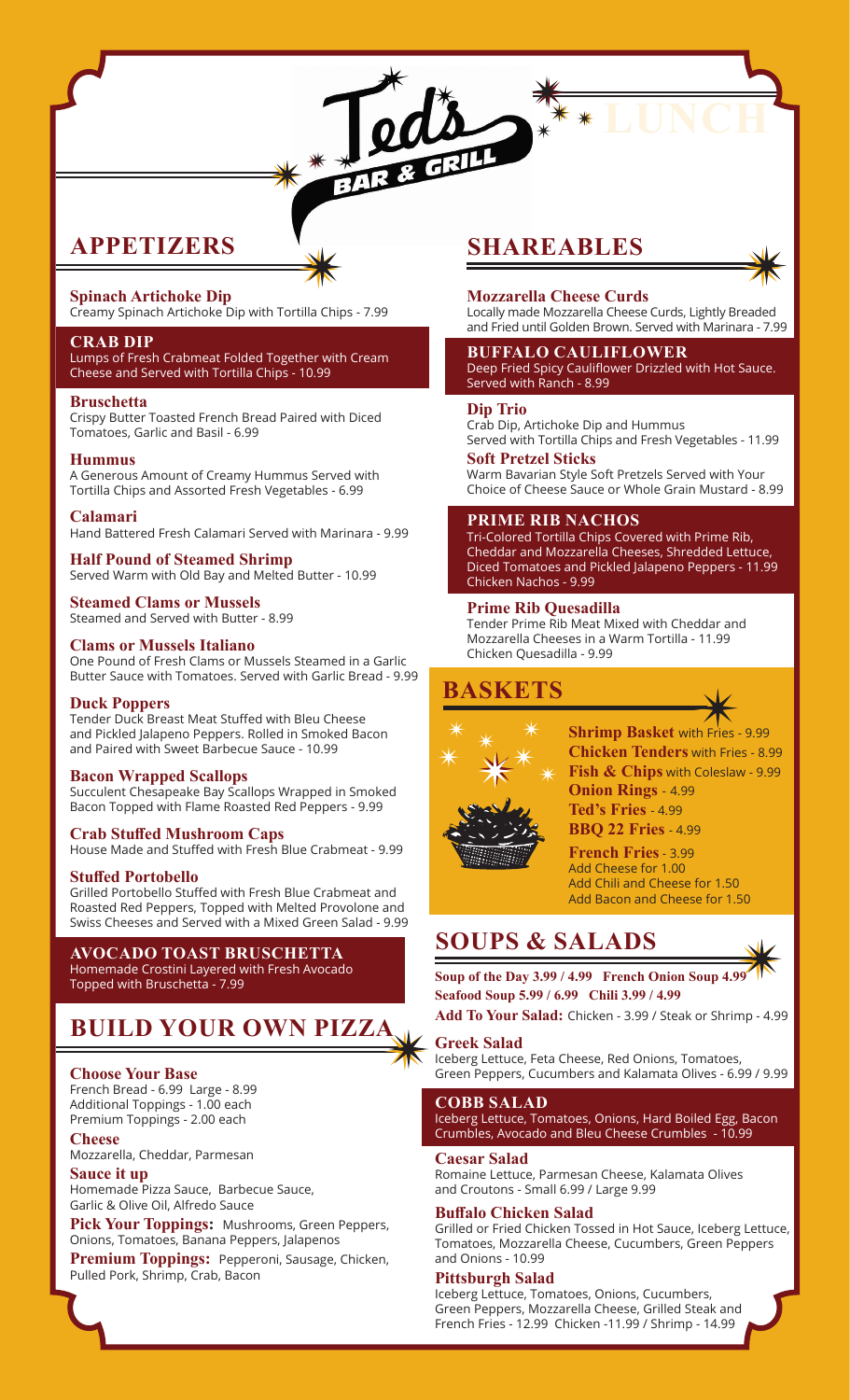# Ted's Bar & Grill — LUNCH

## APPETIZERS

**Spinach Artichoke Dip**
Creamy Spinach Artichoke Dip with Tortilla Chips - 7.99

**CRAB DIP**
Lumps of Fresh Crabmeat Folded Together with Cream Cheese and Served with Tortilla Chips - 10.99

**Bruschetta**
Crispy Butter Toasted French Bread Paired with Diced Tomatoes, Garlic and Basil - 6.99

**Hummus**
A Generous Amount of Creamy Hummus Served with Tortilla Chips and Assorted Fresh Vegetables - 6.99

**Calamari**
Hand Battered Fresh Calamari Served with Marinara - 9.99

**Half Pound of Steamed Shrimp**
Served Warm with Old Bay and Melted Butter - 10.99

**Steamed Clams or Mussels**
Steamed and Served with Butter - 8.99

**Clams or Mussels Italiano**
One Pound of Fresh Clams or Mussels Steamed in a Garlic Butter Sauce with Tomatoes. Served with Garlic Bread - 9.99

**Duck Poppers**
Tender Duck Breast Meat Stuffed with Bleu Cheese and Pickled Jalapeno Peppers. Rolled in Smoked Bacon and Paired with Sweet Barbecue Sauce - 10.99

**Bacon Wrapped Scallops**
Succulent Chesapeake Bay Scallops Wrapped in Smoked Bacon Topped with Flame Roasted Red Peppers - 9.99

**Crab Stuffed Mushroom Caps**
House Made and Stuffed with Fresh Blue Crabmeat - 9.99

**Stuffed Portobello**
Grilled Portobello Stuffed with Fresh Blue Crabmeat and Roasted Red Peppers, Topped with Melted Provolone and Swiss Cheeses and Served with a Mixed Green Salad - 9.99

**AVOCADO TOAST BRUSCHETTA**
Homemade Crostini Layered with Fresh Avocado Topped with Bruschetta - 7.99

## BUILD YOUR OWN PIZZA

**Choose Your Base**
French Bread - 6.99 Large - 8.99
Additional Toppings - 1.00 each
Premium Toppings - 2.00 each

**Cheese**
Mozzarella, Cheddar, Parmesan

**Sauce it up**
Homemade Pizza Sauce, Barbecue Sauce, Garlic & Olive Oil, Alfredo Sauce

**Pick Your Toppings:** Mushrooms, Green Peppers, Onions, Tomatoes, Banana Peppers, Jalapenos

**Premium Toppings:** Pepperoni, Sausage, Chicken, Pulled Pork, Shrimp, Crab, Bacon

## SHAREABLES

**Mozzarella Cheese Curds**
Locally made Mozzarella Cheese Curds, Lightly Breaded and Fried until Golden Brown. Served with Marinara - 7.99

**BUFFALO CAULIFLOWER**
Deep Fried Spicy Cauliflower Drizzled with Hot Sauce. Served with Ranch - 8.99

**Dip Trio**
Crab Dip, Artichoke Dip and Hummus
Served with Tortilla Chips and Fresh Vegetables - 11.99

**Soft Pretzel Sticks**
Warm Bavarian Style Soft Pretzels Served with Your Choice of Cheese Sauce or Whole Grain Mustard - 8.99

**PRIME RIB NACHOS**
Tri-Colored Tortilla Chips Covered with Prime Rib, Cheddar and Mozzarella Cheeses, Shredded Lettuce, Diced Tomatoes and Pickled Jalapeno Peppers - 11.99
Chicken Nachos - 9.99

**Prime Rib Quesadilla**
Tender Prime Rib Meat Mixed with Cheddar and Mozzarella Cheeses in a Warm Tortilla - 11.99
Chicken Quesadilla - 9.99

## BASKETS

**Shrimp Basket** with Fries - 9.99
**Chicken Tenders** with Fries - 8.99
**Fish & Chips** with Coleslaw - 9.99
**Onion Rings** - 4.99
**Ted's Fries** - 4.99
**BBQ 22 Fries** - 4.99

**French Fries** - 3.99
Add Cheese for 1.00
Add Chili and Cheese for 1.50
Add Bacon and Cheese for 1.50

## SOUPS & SALADS

**Soup of the Day 3.99 / 4.99 French Onion Soup 4.99**
**Seafood Soup 5.99 / 6.99 Chili 3.99 / 4.99**

**Add To Your Salad:** Chicken - 3.99 / Steak or Shrimp - 4.99

**Greek Salad**
Iceberg Lettuce, Feta Cheese, Red Onions, Tomatoes, Green Peppers, Cucumbers and Kalamata Olives - 6.99 / 9.99

**COBB SALAD**
Iceberg Lettuce, Tomatoes, Onions, Hard Boiled Egg, Bacon Crumbles, Avocado and Bleu Cheese Crumbles - 10.99

**Caesar Salad**
Romaine Lettuce, Parmesan Cheese, Kalamata Olives and Croutons - Small 6.99 / Large 9.99

**Buffalo Chicken Salad**
Grilled or Fried Chicken Tossed in Hot Sauce, Iceberg Lettuce, Tomatoes, Mozzarella Cheese, Cucumbers, Green Peppers and Onions - 10.99

**Pittsburgh Salad**
Iceberg Lettuce, Tomatoes, Onions, Cucumbers, Green Peppers, Mozzarella Cheese, Grilled Steak and French Fries - 12.99 Chicken -11.99 / Shrimp - 14.99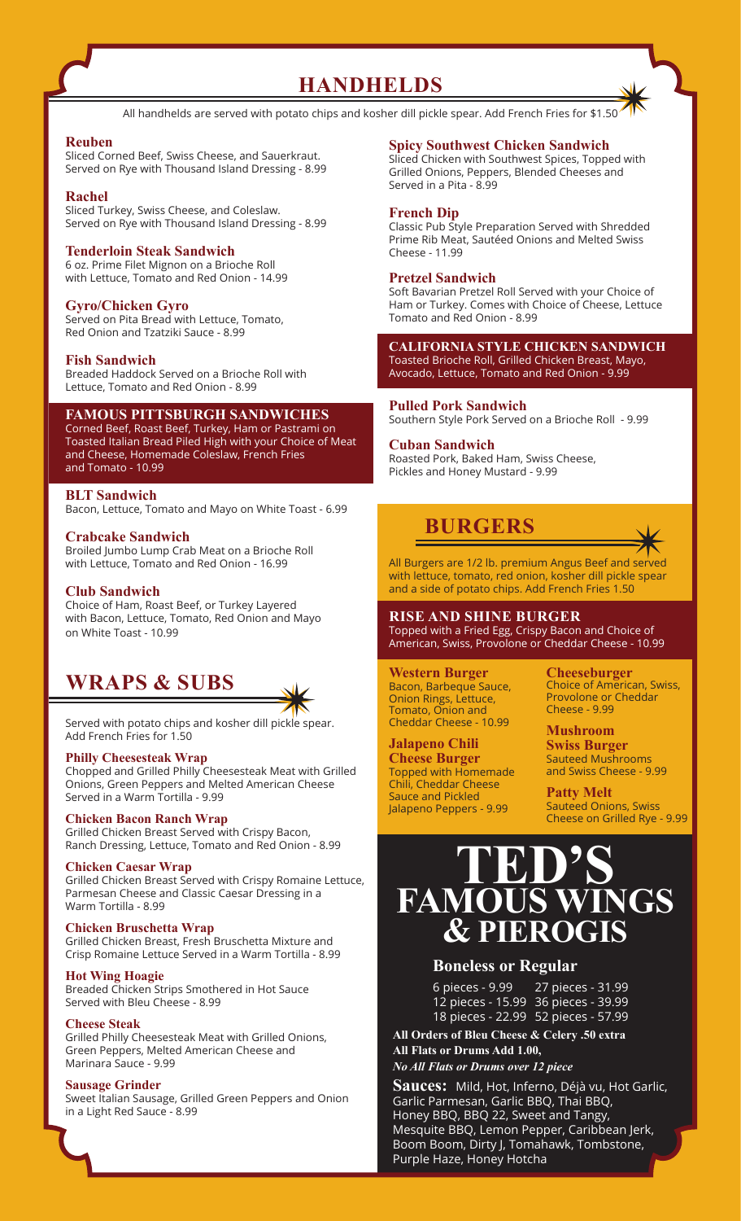# HANDHELDS

All handhelds are served with potato chips and kosher dill pickle spear. Add French Fries for $1.50

### Reuben
Sliced Corned Beef, Swiss Cheese, and Sauerkraut. Served on Rye with Thousand Island Dressing - 8.99

### Rachel
Sliced Turkey, Swiss Cheese, and Coleslaw. Served on Rye with Thousand Island Dressing - 8.99

### Tenderloin Steak Sandwich
6 oz. Prime Filet Mignon on a Brioche Roll with Lettuce, Tomato and Red Onion - 14.99

### Gyro/Chicken Gyro
Served on Pita Bread with Lettuce, Tomato, Red Onion and Tzatziki Sauce - 8.99

### Fish Sandwich
Breaded Haddock Served on a Brioche Roll with Lettuce, Tomato and Red Onion - 8.99

### FAMOUS PITTSBURGH SANDWICHES
Corned Beef, Roast Beef, Turkey, Ham or Pastrami on Toasted Italian Bread Piled High with your Choice of Meat and Cheese, Homemade Coleslaw, French Fries and Tomato - 10.99

### BLT Sandwich
Bacon, Lettuce, Tomato and Mayo on White Toast - 6.99

### Crabcake Sandwich
Broiled Jumbo Lump Crab Meat on a Brioche Roll with Lettuce, Tomato and Red Onion - 16.99

### Club Sandwich
Choice of Ham, Roast Beef, or Turkey Layered with Bacon, Lettuce, Tomato, Red Onion and Mayo on White Toast - 10.99

### Spicy Southwest Chicken Sandwich
Sliced Chicken with Southwest Spices, Topped with Grilled Onions, Peppers, Blended Cheeses and Served in a Pita - 8.99

### French Dip
Classic Pub Style Preparation Served with Shredded Prime Rib Meat, Sautéed Onions and Melted Swiss Cheese - 11.99

### Pretzel Sandwich
Soft Bavarian Pretzel Roll Served with your Choice of Ham or Turkey. Comes with Choice of Cheese, Lettuce Tomato and Red Onion - 8.99

### CALIFORNIA STYLE CHICKEN SANDWICH
Toasted Brioche Roll, Grilled Chicken Breast, Mayo, Avocado, Lettuce, Tomato and Red Onion - 9.99

### Pulled Pork Sandwich
Southern Style Pork Served on a Brioche Roll - 9.99

### Cuban Sandwich
Roasted Pork, Baked Ham, Swiss Cheese, Pickles and Honey Mustard - 9.99

# WRAPS & SUBS

Served with potato chips and kosher dill pickle spear. Add French Fries for 1.50

### Philly Cheesesteak Wrap
Chopped and Grilled Philly Cheesesteak Meat with Grilled Onions, Green Peppers and Melted American Cheese Served in a Warm Tortilla - 9.99

### Chicken Bacon Ranch Wrap
Grilled Chicken Breast Served with Crispy Bacon, Ranch Dressing, Lettuce, Tomato and Red Onion - 8.99

### Chicken Caesar Wrap
Grilled Chicken Breast Served with Crispy Romaine Lettuce, Parmesan Cheese and Classic Caesar Dressing in a Warm Tortilla - 8.99

### Chicken Bruschetta Wrap
Grilled Chicken Breast, Fresh Bruschetta Mixture and Crisp Romaine Lettuce Served in a Warm Tortilla - 8.99

### Hot Wing Hoagie
Breaded Chicken Strips Smothered in Hot Sauce Served with Bleu Cheese - 8.99

### Cheese Steak
Grilled Philly Cheesesteak Meat with Grilled Onions, Green Peppers, Melted American Cheese and Marinara Sauce - 9.99

### Sausage Grinder
Sweet Italian Sausage, Grilled Green Peppers and Onion in a Light Red Sauce - 8.99

# BURGERS

All Burgers are 1/2 lb. premium Angus Beef and served with lettuce, tomato, red onion, kosher dill pickle spear and a side of potato chips. Add French Fries 1.50

### RISE AND SHINE BURGER
Topped with a Fried Egg, Crispy Bacon and Choice of American, Swiss, Provolone or Cheddar Cheese - 10.99

### Western Burger
Bacon, Barbeque Sauce, Onion Rings, Lettuce, Tomato, Onion and Cheddar Cheese - 10.99

### Jalapeno Chili Cheese Burger
Topped with Homemade Chili, Cheddar Cheese Sauce and Pickled Jalapeno Peppers - 9.99

### Cheeseburger
Choice of American, Swiss, Provolone or Cheddar Cheese - 9.99

### Mushroom Swiss Burger
Sauteed Mushrooms and Swiss Cheese - 9.99

### Patty Melt
Sauteed Onions, Swiss Cheese on Grilled Rye - 9.99

# TED'S FAMOUS WINGS & PIEROGIS

## Boneless or Regular

| | |
|---|---|
| 6 pieces - 9.99 | 27 pieces - 31.99 |
| 12 pieces - 15.99 | 36 pieces - 39.99 |
| 18 pieces - 22.99 | 52 pieces - 57.99 |

**All Orders of Bleu Cheese & Celery .50 extra**
**All Flats or Drums Add 1.00,**
***No All Flats or Drums over 12 piece***

**Sauces:** Mild, Hot, Inferno, Déjà vu, Hot Garlic, Garlic Parmesan, Garlic BBQ, Thai BBQ, Honey BBQ, BBQ 22, Sweet and Tangy, Mesquite BBQ, Lemon Pepper, Caribbean Jerk, Boom Boom, Dirty J, Tomahawk, Tombstone, Purple Haze, Honey Hotcha